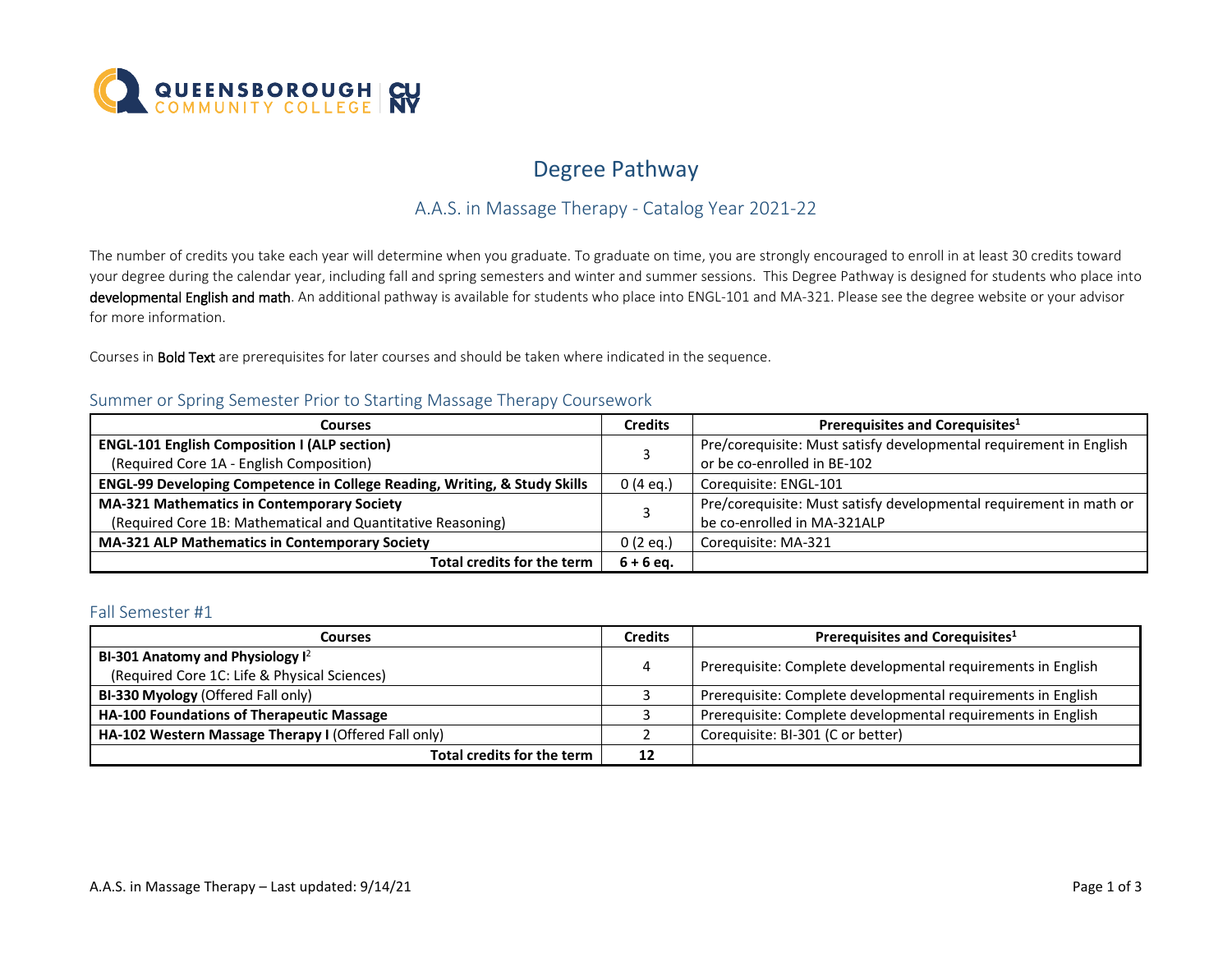# Degree Pathway

## A.A.S. in Massage Therapy - Catalog Year 2021-22

The number of credits you take each year will determine when you graduate. To graduate on time, you are strongly encouraged to enroll in at least 30 credits toward your degree during the calendar year, including fall and spring semesters and winter and summer sessions. This Degree Pathway is designed for students who place into developmental English and math. An additional pathway is available for students who place into ENGL-101 and MA-321. Please see the degree website or your advisor for more information.

Courses in **Bold Text** are prerequisites for later courses and should be taken where indicated in the sequence.

### Summer or Spring Semester Prior to Starting Massage Therapy Coursework

| Courses | Credits | Prerequisites and Corequisites[1] |
|---|---|---|
| **ENGL-101 English Composition I (ALP section)** (Required Core 1A - English Composition) | 3 | Pre/corequisite: Must satisfy developmental requirement in English or be co-enrolled in BE-102 |
| **ENGL-99 Developing Competence in College Reading, Writing, & Study Skills** | 0 (4 eq.) | Corequisite: ENGL-101 |
| **MA-321 Mathematics in Contemporary Society** (Required Core 1B: Mathematical and Quantitative Reasoning) | 3 | Pre/corequisite: Must satisfy developmental requirement in math or be co-enrolled in MA-321ALP |
| **MA-321 ALP Mathematics in Contemporary Society** | 0 (2 eq.) | Corequisite: MA-321 |
| **Total credits for the term** | **6 + 6 eq.** | |

### Fall Semester #1

| Courses | Credits | Prerequisites and Corequisites[1] |
|---|---|---|
| **BI-301 Anatomy and Physiology I**[2] (Required Core 1C: Life & Physical Sciences) | 4 | Prerequisite: Complete developmental requirements in English |
| **BI-330 Myology** (Offered Fall only) | 3 | Prerequisite: Complete developmental requirements in English |
| **HA-100 Foundations of Therapeutic Massage** | 3 | Prerequisite: Complete developmental requirements in English |
| **HA-102 Western Massage Therapy I** (Offered Fall only) | 2 | Corequisite: BI-301 (C or better) |
| **Total credits for the term** | **12** | |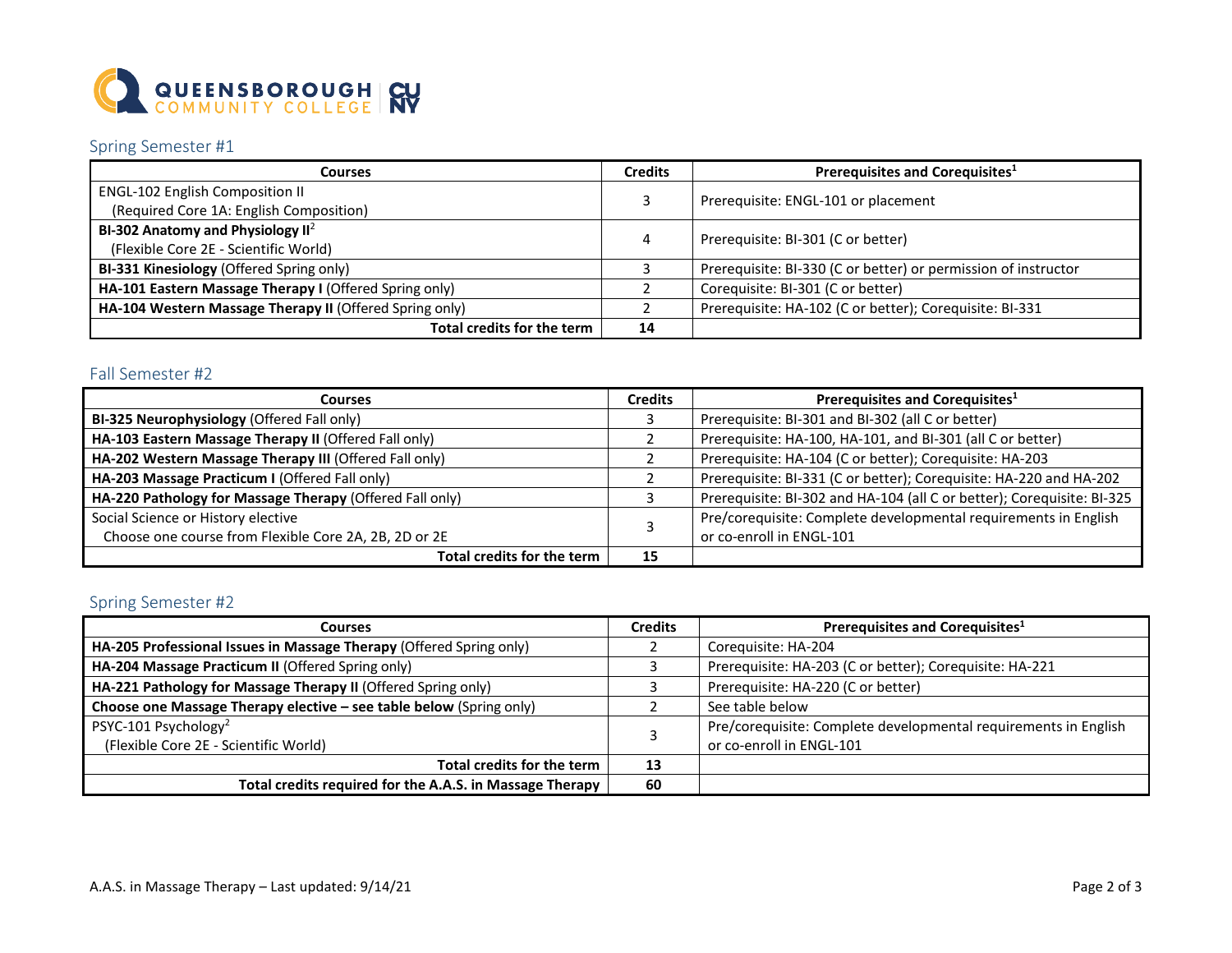## Spring Semester #1

| Courses | Credits | Prerequisites and Corequisites[1] |
|---|---|---|
| ENGL-102 English Composition II (Required Core 1A: English Composition) | 3 | Prerequisite: ENGL-101 or placement |
| **BI-302 Anatomy and Physiology II**[2] (Flexible Core 2E - Scientific World) | 4 | Prerequisite: BI-301 (C or better) |
| **BI-331 Kinesiology** (Offered Spring only) | 3 | Prerequisite: BI-330 (C or better) or permission of instructor |
| **HA-101 Eastern Massage Therapy I** (Offered Spring only) | 2 | Corequisite: BI-301 (C or better) |
| **HA-104 Western Massage Therapy II** (Offered Spring only) | 2 | Prerequisite: HA-102 (C or better); Corequisite: BI-331 |
| **Total credits for the term** | **14** | |

## Fall Semester #2

| Courses | Credits | Prerequisites and Corequisites[1] |
|---|---|---|
| **BI-325 Neurophysiology** (Offered Fall only) | 3 | Prerequisite: BI-301 and BI-302 (all C or better) |
| **HA-103 Eastern Massage Therapy II** (Offered Fall only) | 2 | Prerequisite: HA-100, HA-101, and BI-301 (all C or better) |
| **HA-202 Western Massage Therapy III** (Offered Fall only) | 2 | Prerequisite: HA-104 (C or better); Corequisite: HA-203 |
| **HA-203 Massage Practicum I** (Offered Fall only) | 2 | Prerequisite: BI-331 (C or better); Corequisite: HA-220 and HA-202 |
| **HA-220 Pathology for Massage Therapy** (Offered Fall only) | 3 | Prerequisite: BI-302 and HA-104 (all C or better); Corequisite: BI-325 |
| Social Science or History elective Choose one course from Flexible Core 2A, 2B, 2D or 2E | 3 | Pre/corequisite: Complete developmental requirements in English or co-enroll in ENGL-101 |
| **Total credits for the term** | **15** | |

## Spring Semester #2

| Courses | Credits | Prerequisites and Corequisites[1] |
|---|---|---|
| **HA-205 Professional Issues in Massage Therapy** (Offered Spring only) | 2 | Corequisite: HA-204 |
| **HA-204 Massage Practicum II** (Offered Spring only) | 3 | Prerequisite: HA-203 (C or better); Corequisite: HA-221 |
| **HA-221 Pathology for Massage Therapy II** (Offered Spring only) | 3 | Prerequisite: HA-220 (C or better) |
| **Choose one Massage Therapy elective – see table below** (Spring only) | 2 | See table below |
| PSYC-101 Psychology[2] (Flexible Core 2E - Scientific World) | 3 | Pre/corequisite: Complete developmental requirements in English or co-enroll in ENGL-101 |
| **Total credits for the term** | **13** | |
| **Total credits required for the A.A.S. in Massage Therapy** | **60** | |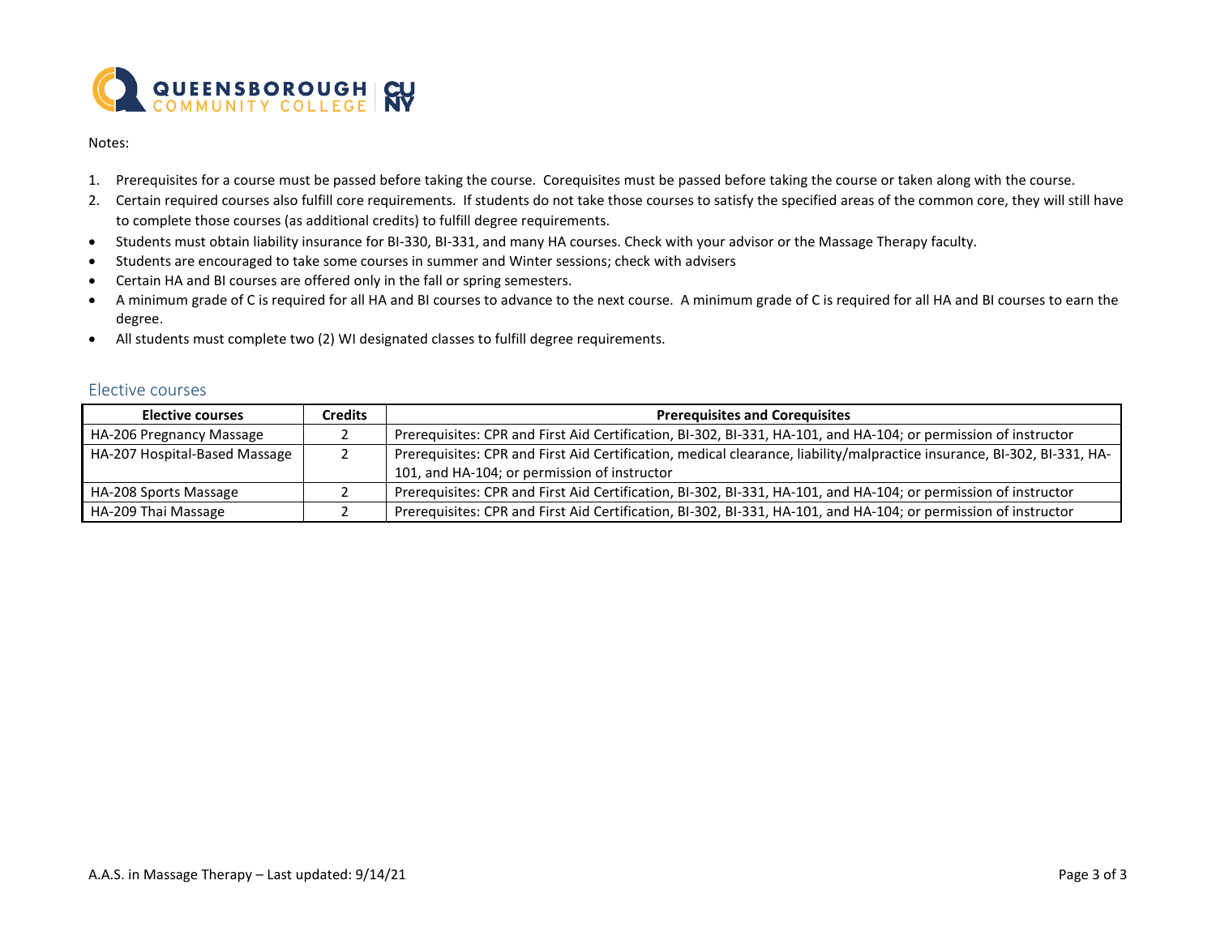Notes:

1. Prerequisites for a course must be passed before taking the course. Corequisites must be passed before taking the course or taken along with the course.
2. Certain required courses also fulfill core requirements. If students do not take those courses to satisfy the specified areas of the common core, they will still have to complete those courses (as additional credits) to fulfill degree requirements.

- Students must obtain liability insurance for BI-330, BI-331, and many HA courses. Check with your advisor or the Massage Therapy faculty.
- Students are encouraged to take some courses in summer and Winter sessions; check with advisers
- Certain HA and BI courses are offered only in the fall or spring semesters.
- A minimum grade of C is required for all HA and BI courses to advance to the next course. A minimum grade of C is required for all HA and BI courses to earn the degree.
- All students must complete two (2) WI designated classes to fulfill degree requirements.

## Elective courses

| Elective courses | Credits | Prerequisites and Corequisites |
| --- | --- | --- |
| HA-206 Pregnancy Massage | 2 | Prerequisites: CPR and First Aid Certification, BI-302, BI-331, HA-101, and HA-104; or permission of instructor |
| HA-207 Hospital-Based Massage | 2 | Prerequisites: CPR and First Aid Certification, medical clearance, liability/malpractice insurance, BI-302, BI-331, HA-101, and HA-104; or permission of instructor |
| HA-208 Sports Massage | 2 | Prerequisites: CPR and First Aid Certification, BI-302, BI-331, HA-101, and HA-104; or permission of instructor |
| HA-209 Thai Massage | 2 | Prerequisites: CPR and First Aid Certification, BI-302, BI-331, HA-101, and HA-104; or permission of instructor |